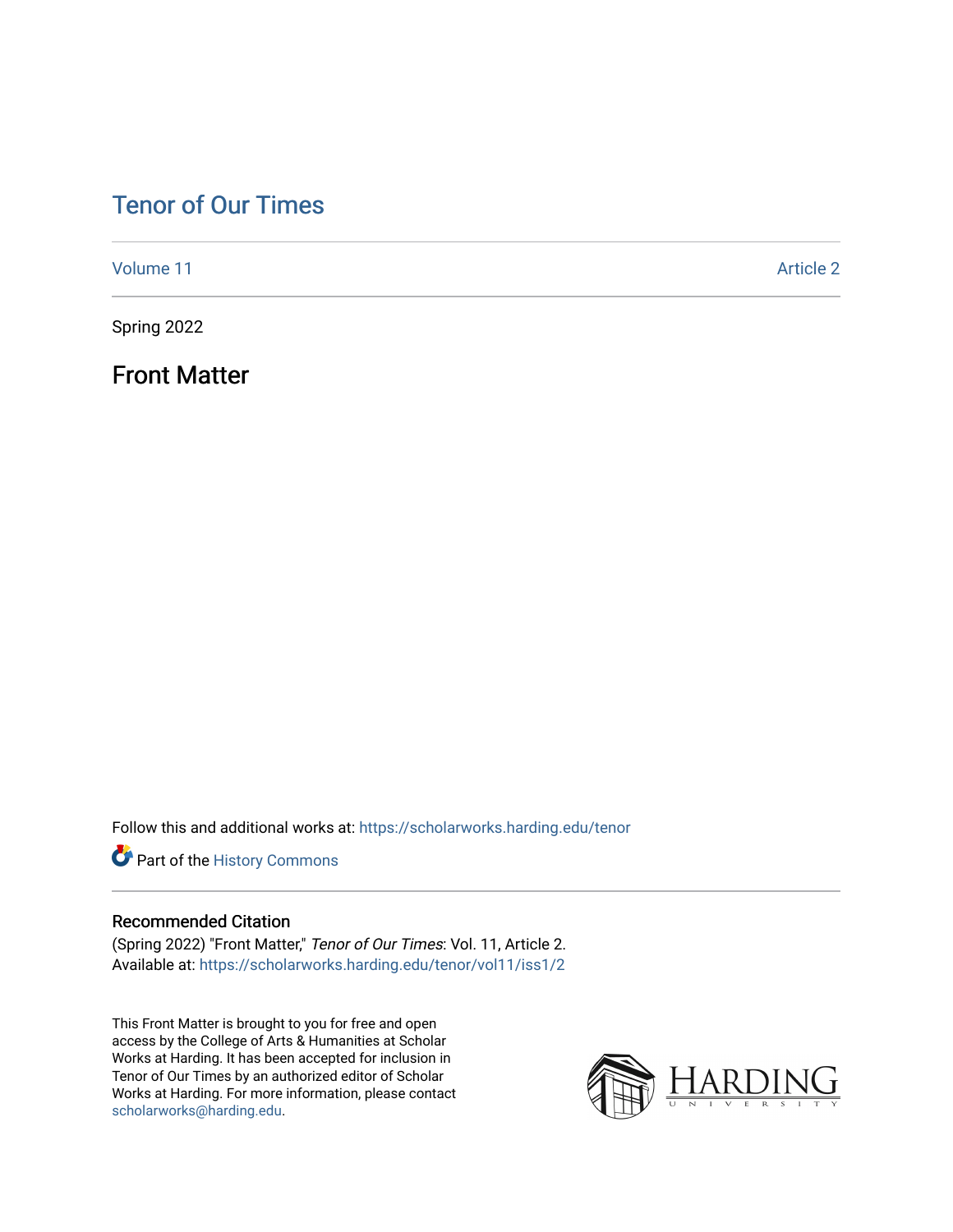# Tenor of Our Times

Volume 11 Article 2

Spring 2022

## Front Matter

Follow this and additional works at: https://scholarworks.harding.edu/tenor

Part of the History Commons

### Recommended Citation

(Spring 2022) "Front Matter," *Tenor of Our Times*: Vol. 11, Article 2.
Available at: https://scholarworks.harding.edu/tenor/vol11/iss1/2

This Front Matter is brought to you for free and open access by the College of Arts & Humanities at Scholar Works at Harding. It has been accepted for inclusion in Tenor of Our Times by an authorized editor of Scholar Works at Harding. For more information, please contact scholarworks@harding.edu.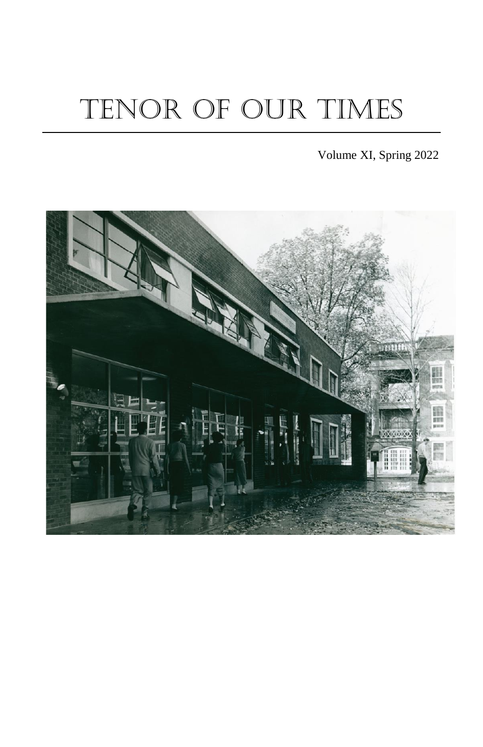# TENOR OF OUR TIMES

Volume XI, Spring 2022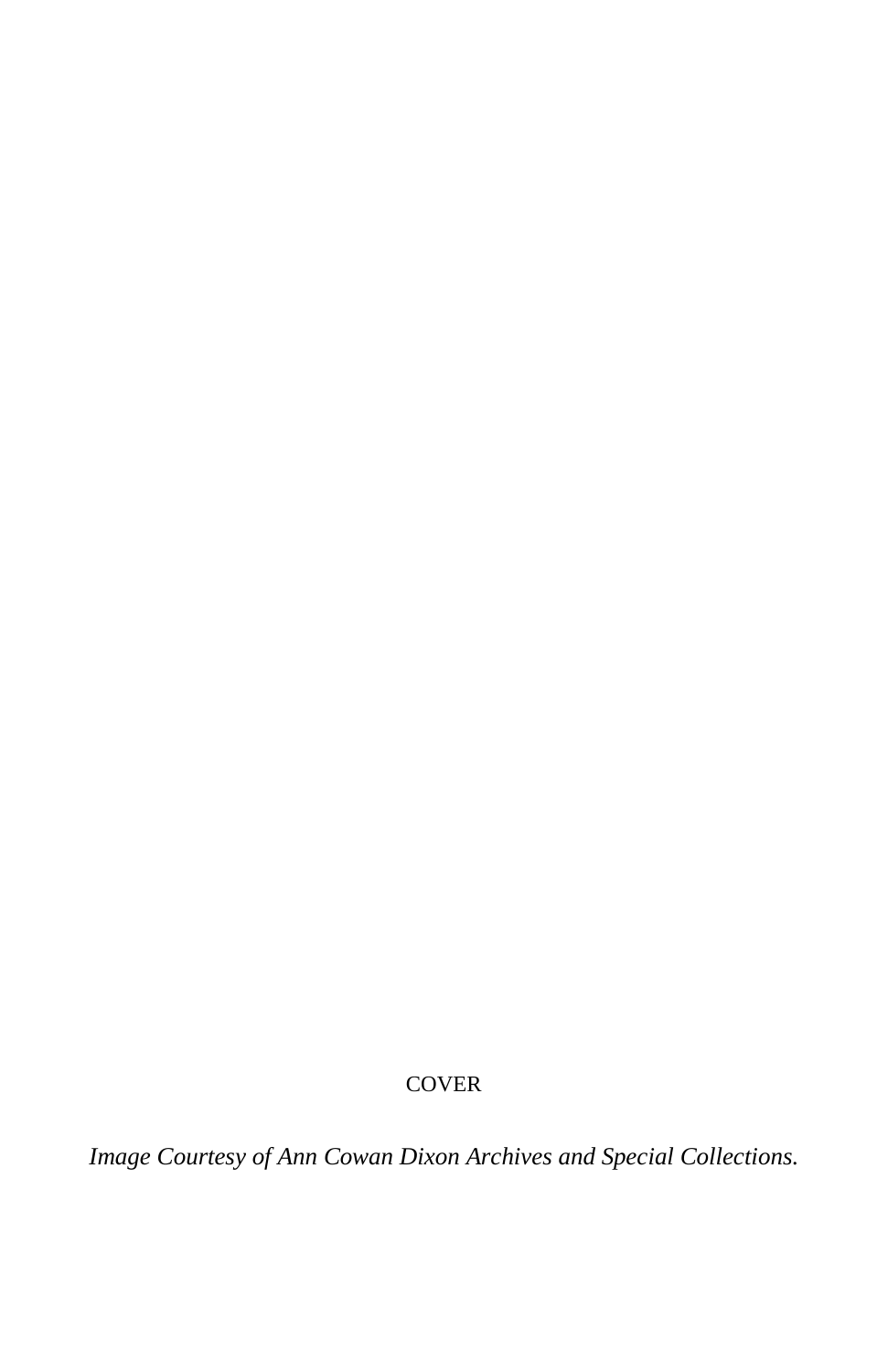COVER

*Image Courtesy of Ann Cowan Dixon Archives and Special Collections.*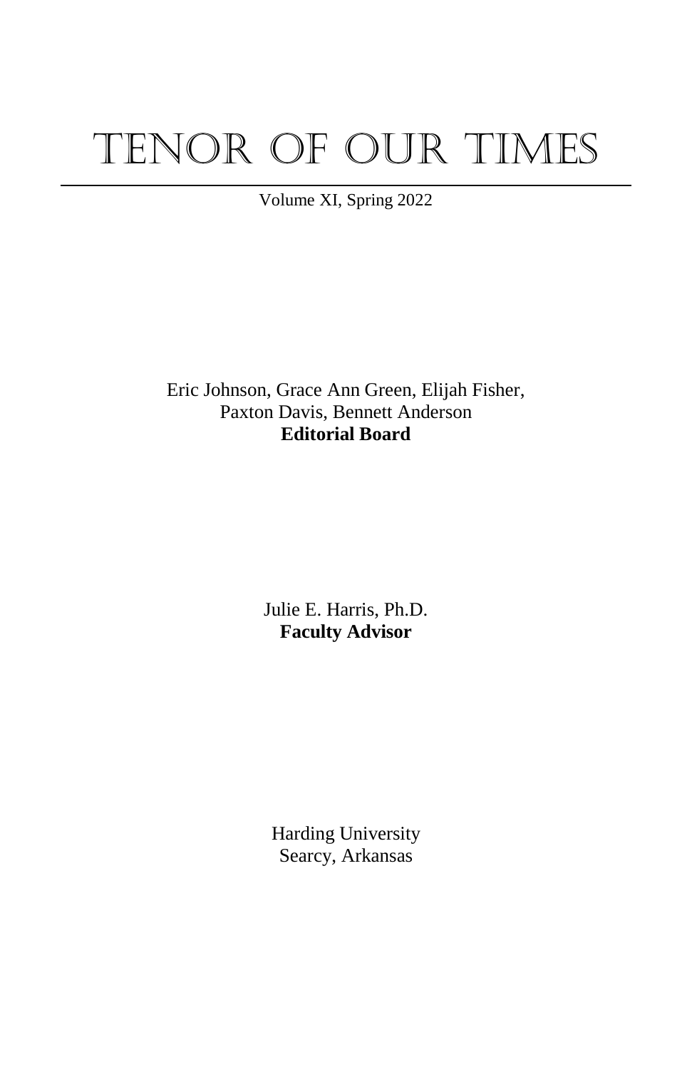# TENOR OF OUR TIMES

Volume XI, Spring 2022

Eric Johnson, Grace Ann Green, Elijah Fisher, Paxton Davis, Bennett Anderson
**Editorial Board**

Julie E. Harris, Ph.D.
**Faculty Advisor**

Harding University
Searcy, Arkansas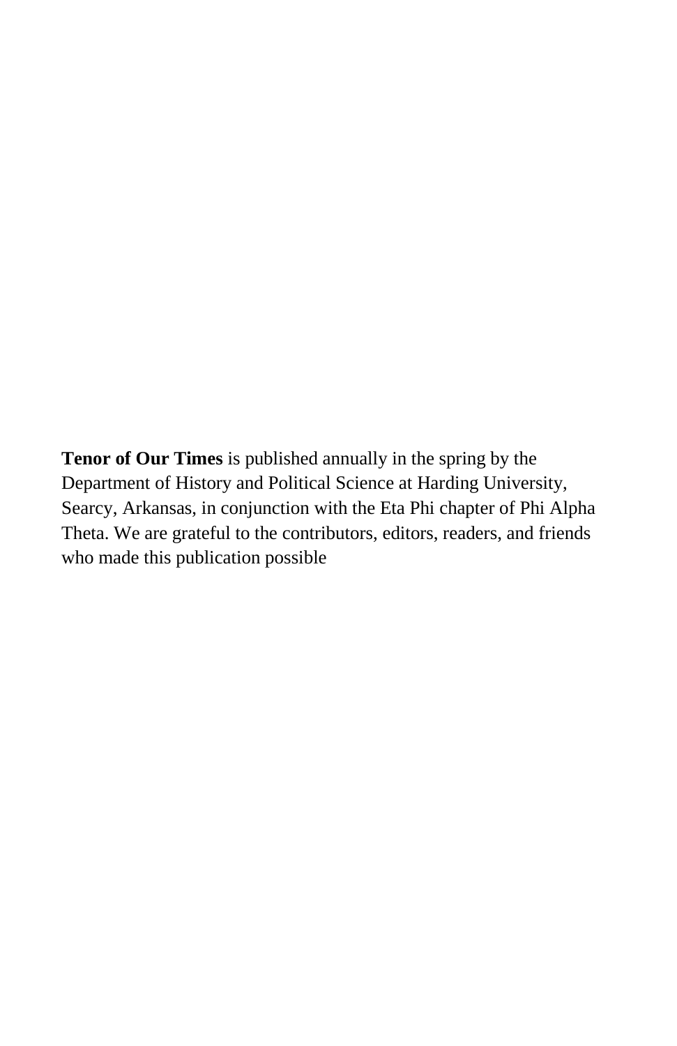**Tenor of Our Times** is published annually in the spring by the Department of History and Political Science at Harding University, Searcy, Arkansas, in conjunction with the Eta Phi chapter of Phi Alpha Theta. We are grateful to the contributors, editors, readers, and friends who made this publication possible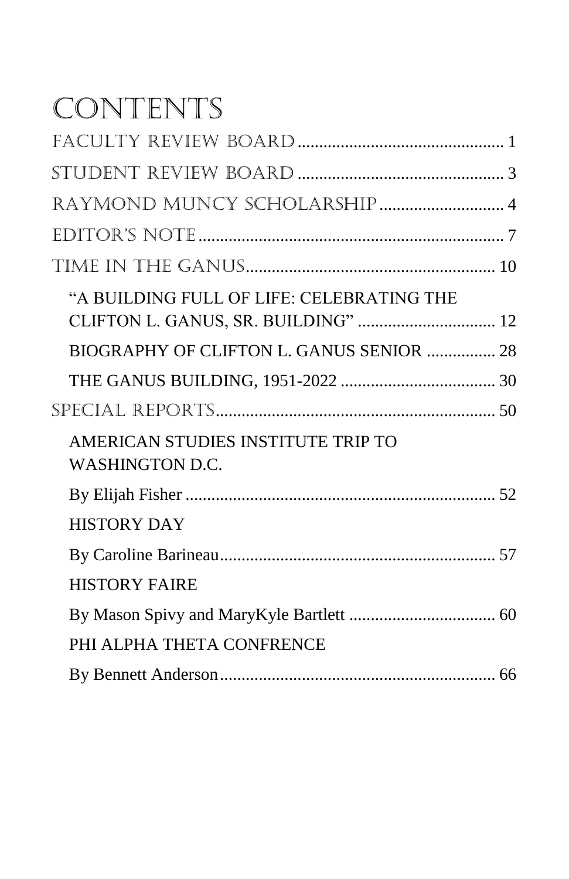# CONTENTS

FACULTY REVIEW BOARD ................................................ 1

STUDENT REVIEW BOARD ................................................ 3

RAYMOND MUNCY SCHOLARSHIP ............................ 4

EDITOR'S NOTE ....................................................................... 7

TIME IN THE GANUS .......................................................... 10

- "A BUILDING FULL OF LIFE: CELEBRATING THE CLIFTON L. GANUS, SR. BUILDING" ................................ 12
- BIOGRAPHY OF CLIFTON L. GANUS SENIOR ................ 28
- THE GANUS BUILDING, 1951-2022 .................................... 30

SPECIAL REPORTS ................................................................ 50

- AMERICAN STUDIES INSTITUTE TRIP TO WASHINGTON D.C.
  By Elijah Fisher ......................................................................... 52
- HISTORY DAY
  By Caroline Barineau ................................................................. 57
- HISTORY FAIRE
  By Mason Spivy and MaryKyle Bartlett .................................. 60
- PHI ALPHA THETA CONFRENCE
  By Bennett Anderson ................................................................. 66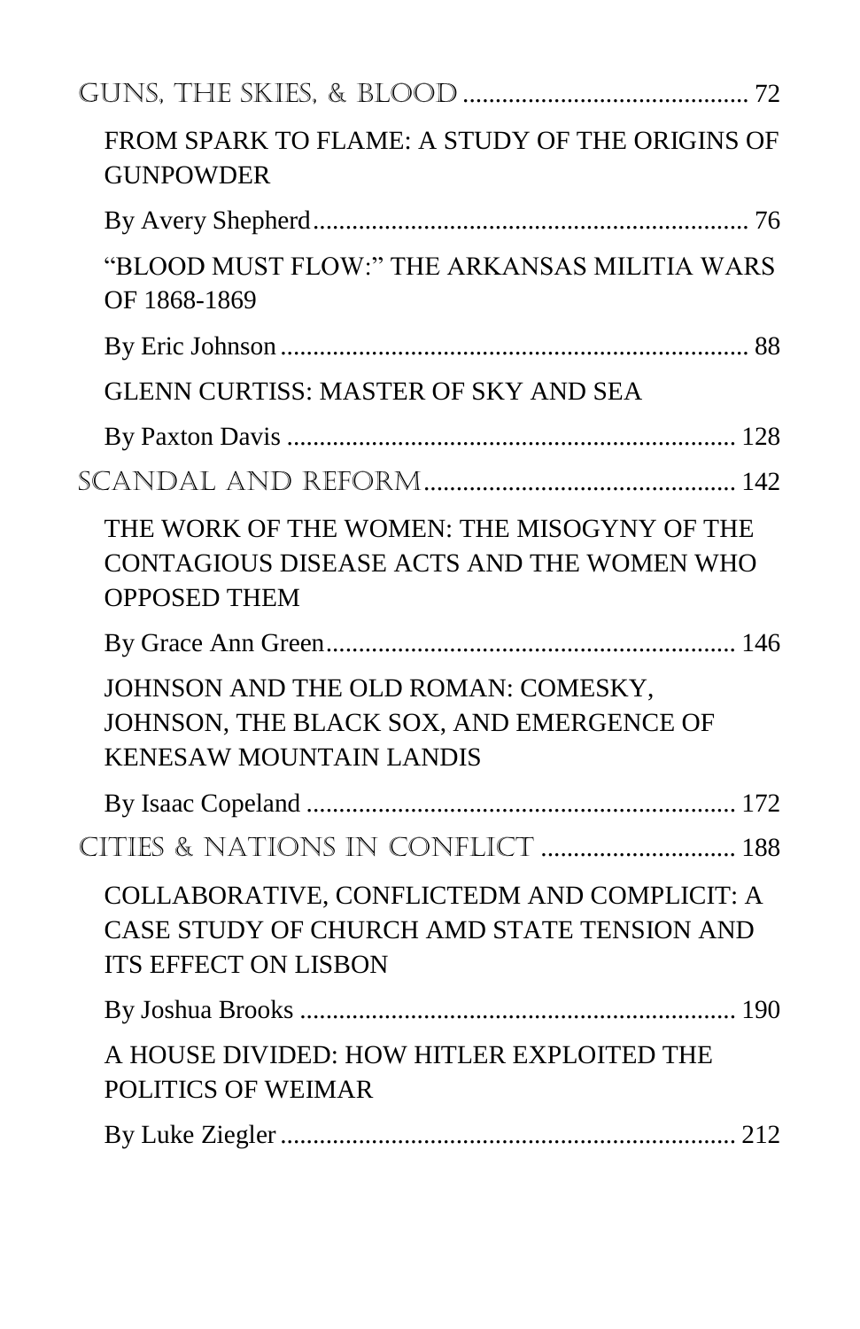GUNS, THE SKIES, & BLOOD ........................................... 72

FROM SPARK TO FLAME: A STUDY OF THE ORIGINS OF GUNPOWDER

By Avery Shepherd .................................................................. 76

"BLOOD MUST FLOW:" THE ARKANSAS MILITIA WARS OF 1868-1869

By Eric Johnson ...................................................................... 88

GLENN CURTISS: MASTER OF SKY AND SEA

By Paxton Davis .................................................................... 128

SCANDAL AND REFORM ................................................ 142

THE WORK OF THE WOMEN: THE MISOGYNY OF THE CONTAGIOUS DISEASE ACTS AND THE WOMEN WHO OPPOSED THEM

By Grace Ann Green ............................................................... 146

JOHNSON AND THE OLD ROMAN: COMESKY, JOHNSON, THE BLACK SOX, AND EMERGENCE OF KENESAW MOUNTAIN LANDIS

By Isaac Copeland .................................................................. 172

CITIES & NATIONS IN CONFLICT ............................. 188

COLLABORATIVE, CONFLICTEDM AND COMPLICIT: A CASE STUDY OF CHURCH AMD STATE TENSION AND ITS EFFECT ON LISBON

By Joshua Brooks ................................................................... 190

A HOUSE DIVIDED: HOW HITLER EXPLOITED THE POLITICS OF WEIMAR

By Luke Ziegler ...................................................................... 212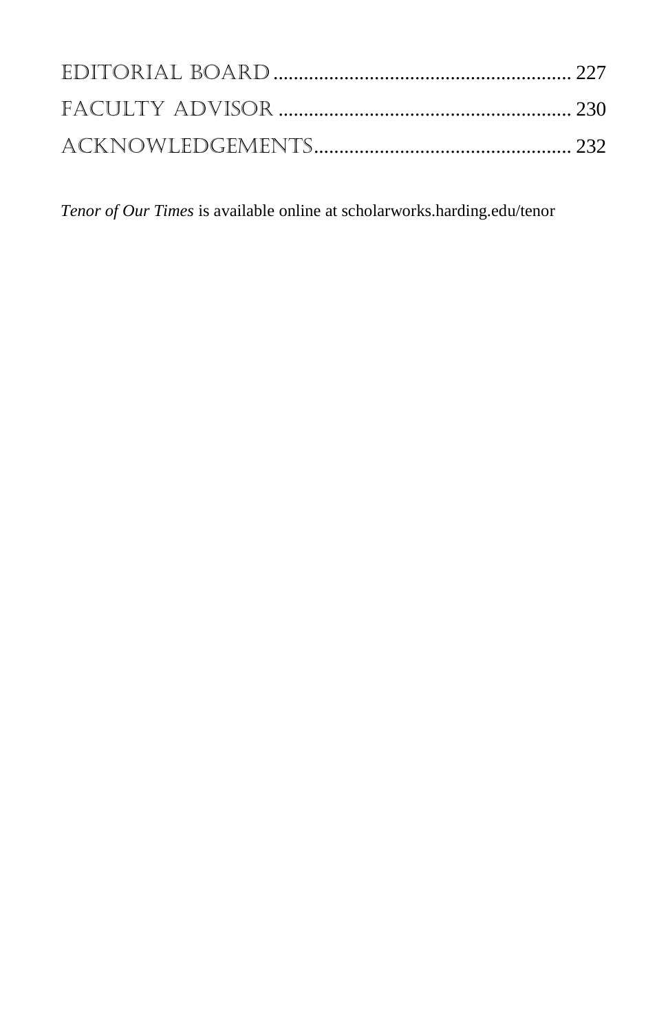EDITORIAL BOARD .......................................................... 227

FACULTY ADVISOR ......................................................... 230

ACKNOWLEDGEMENTS.................................................. 232

*Tenor of Our Times* is available online at scholarworks.harding.edu/tenor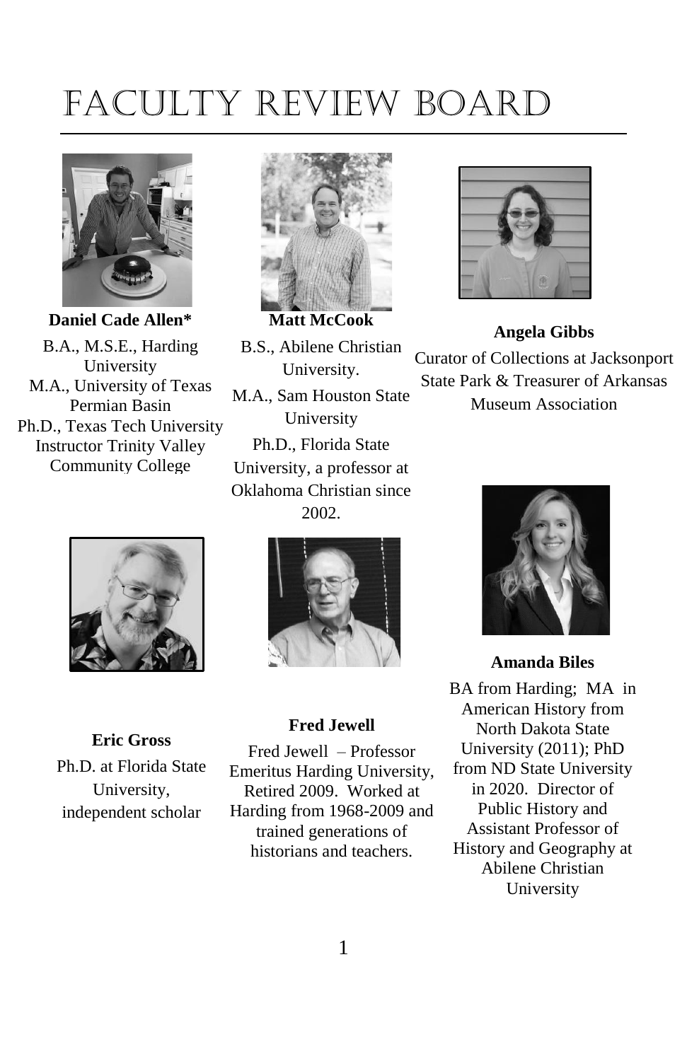# Faculty Review Board

**Daniel Cade Allen***

B.A., M.S.E., Harding University
M.A., University of Texas Permian Basin
Ph.D., Texas Tech University
Instructor Trinity Valley Community College

**Matt McCook**

B.S., Abilene Christian University.

M.A., Sam Houston State University

Ph.D., Florida State University, a professor at Oklahoma Christian since 2002.

**Angela Gibbs**

Curator of Collections at Jacksonport State Park & Treasurer of Arkansas Museum Association

**Eric Gross**

Ph.D. at Florida State University, independent scholar

**Fred Jewell**

Fred Jewell – Professor Emeritus Harding University, Retired 2009. Worked at Harding from 1968-2009 and trained generations of historians and teachers.

**Amanda Biles**

BA from Harding; MA in American History from North Dakota State University (2011); PhD from ND State University in 2020. Director of Public History and Assistant Professor of History and Geography at Abilene Christian University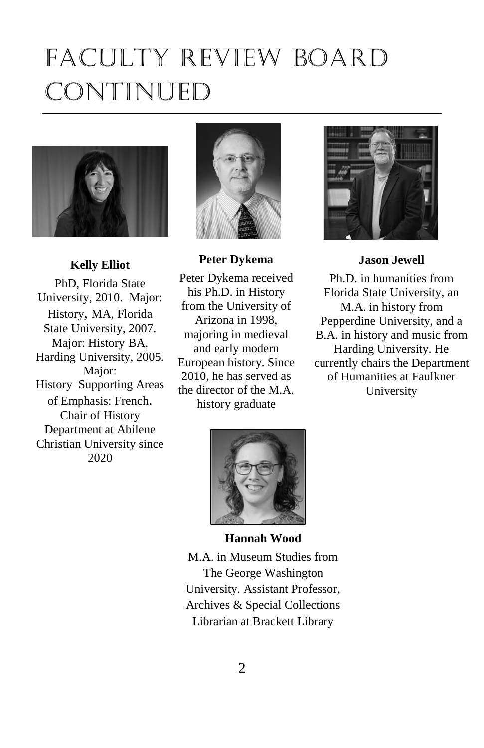# Faculty Review Board Continued

**Kelly Elliot**

PhD, Florida State University, 2010. Major: History, MA, Florida State University, 2007. Major: History BA, Harding University, 2005. Major: History Supporting Areas of Emphasis: French. Chair of History Department at Abilene Christian University since 2020

**Peter Dykema**

Peter Dykema received his Ph.D. in History from the University of Arizona in 1998, majoring in medieval and early modern European history. Since 2010, he has served as the director of the M.A. history graduate

**Jason Jewell**

Ph.D. in humanities from Florida State University, an M.A. in history from Pepperdine University, and a B.A. in history and music from Harding University. He currently chairs the Department of Humanities at Faulkner University

**Hannah Wood**

M.A. in Museum Studies from The George Washington University. Assistant Professor, Archives & Special Collections Librarian at Brackett Library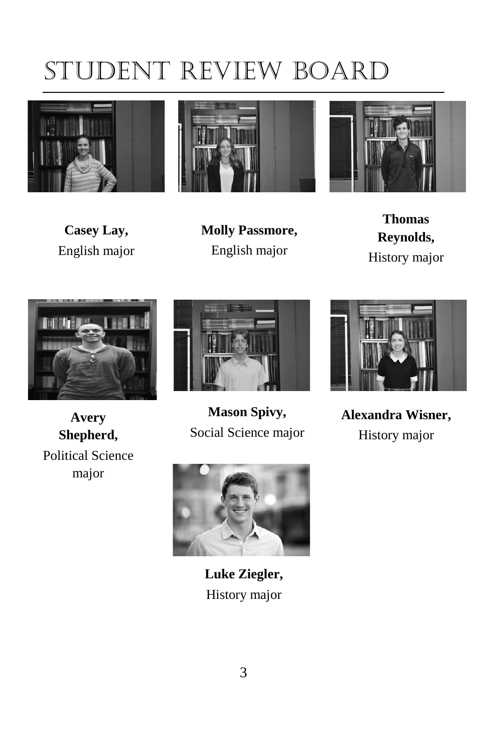# STUDENT REVIEW BOARD

**Casey Lay,**
English major

**Molly Passmore,**
English major

**Thomas Reynolds,**
History major

**Avery Shepherd,**
Political Science major

**Mason Spivy,**
Social Science major

**Alexandra Wisner,**
History major

**Luke Ziegler,**
History major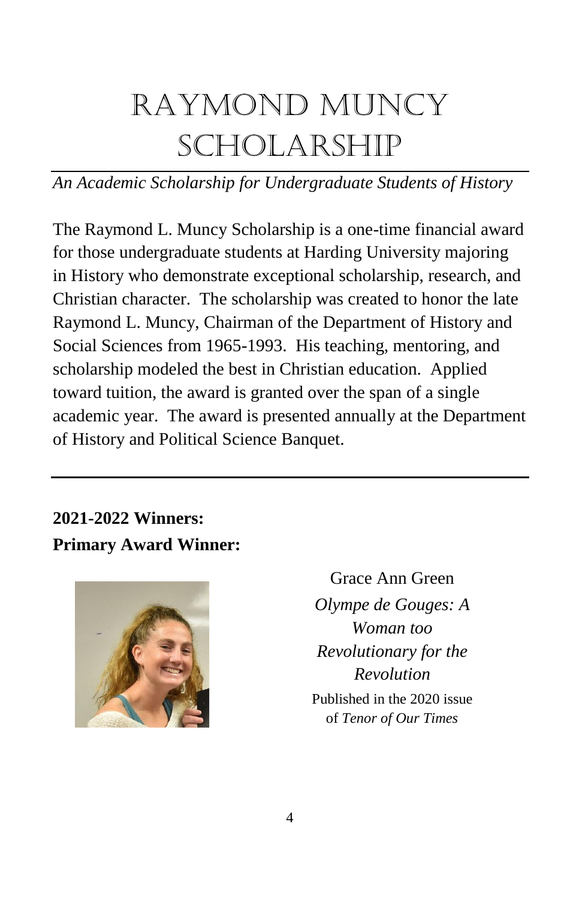# Raymond Muncy Scholarship

*An Academic Scholarship for Undergraduate Students of History*

The Raymond L. Muncy Scholarship is a one-time financial award for those undergraduate students at Harding University majoring in History who demonstrate exceptional scholarship, research, and Christian character. The scholarship was created to honor the late Raymond L. Muncy, Chairman of the Department of History and Social Sciences from 1965-1993. His teaching, mentoring, and scholarship modeled the best in Christian education. Applied toward tuition, the award is granted over the span of a single academic year. The award is presented annually at the Department of History and Political Science Banquet.

---

**2021-2022 Winners:**

**Primary Award Winner:**

Grace Ann Green

*Olympe de Gouges: A Woman too Revolutionary for the Revolution*

Published in the 2020 issue of *Tenor of Our Times*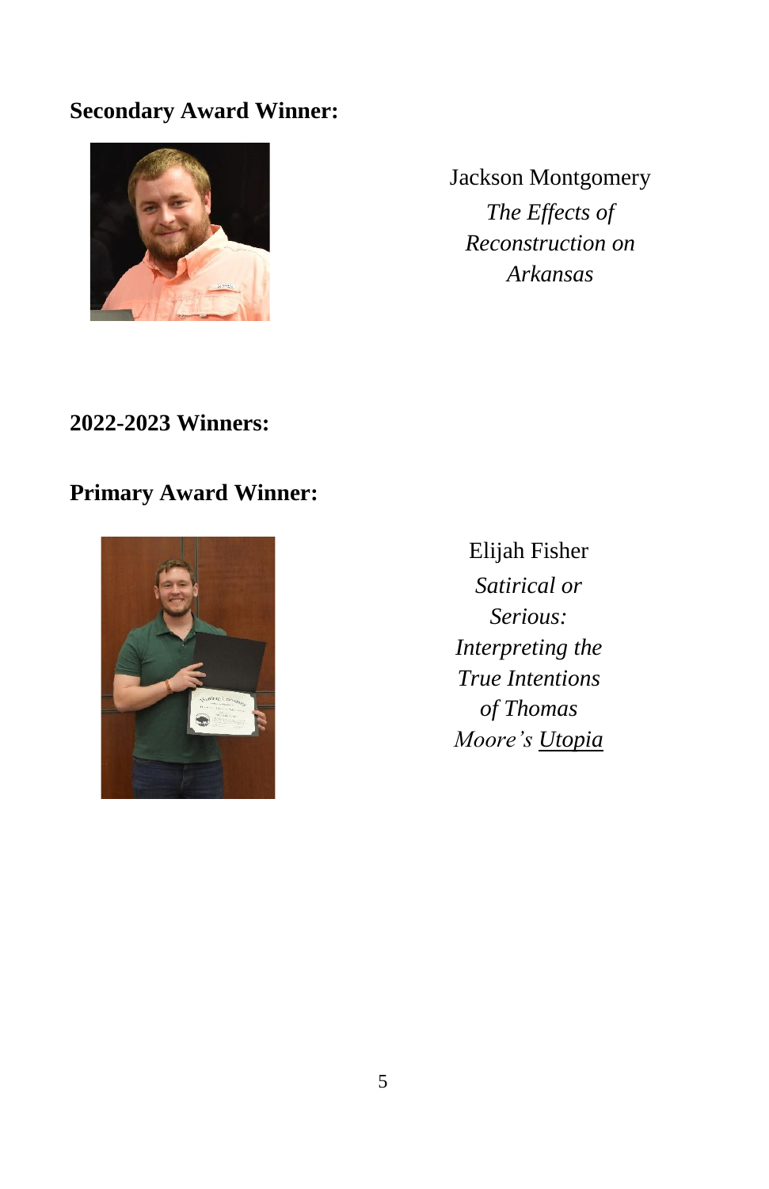**Secondary Award Winner:**

Jackson Montgomery
*The Effects of Reconstruction on Arkansas*

**2022-2023 Winners:**

**Primary Award Winner:**

Elijah Fisher
*Satirical or Serious: Interpreting the True Intentions of Thomas Moore's Utopia*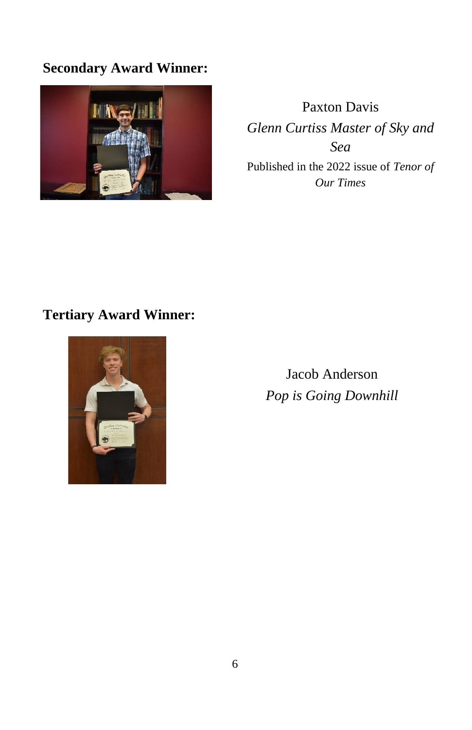**Secondary Award Winner:**

Paxton Davis

*Glenn Curtiss Master of Sky and Sea*

Published in the 2022 issue of *Tenor of Our Times*

**Tertiary Award Winner:**

Jacob Anderson

*Pop is Going Downhill*